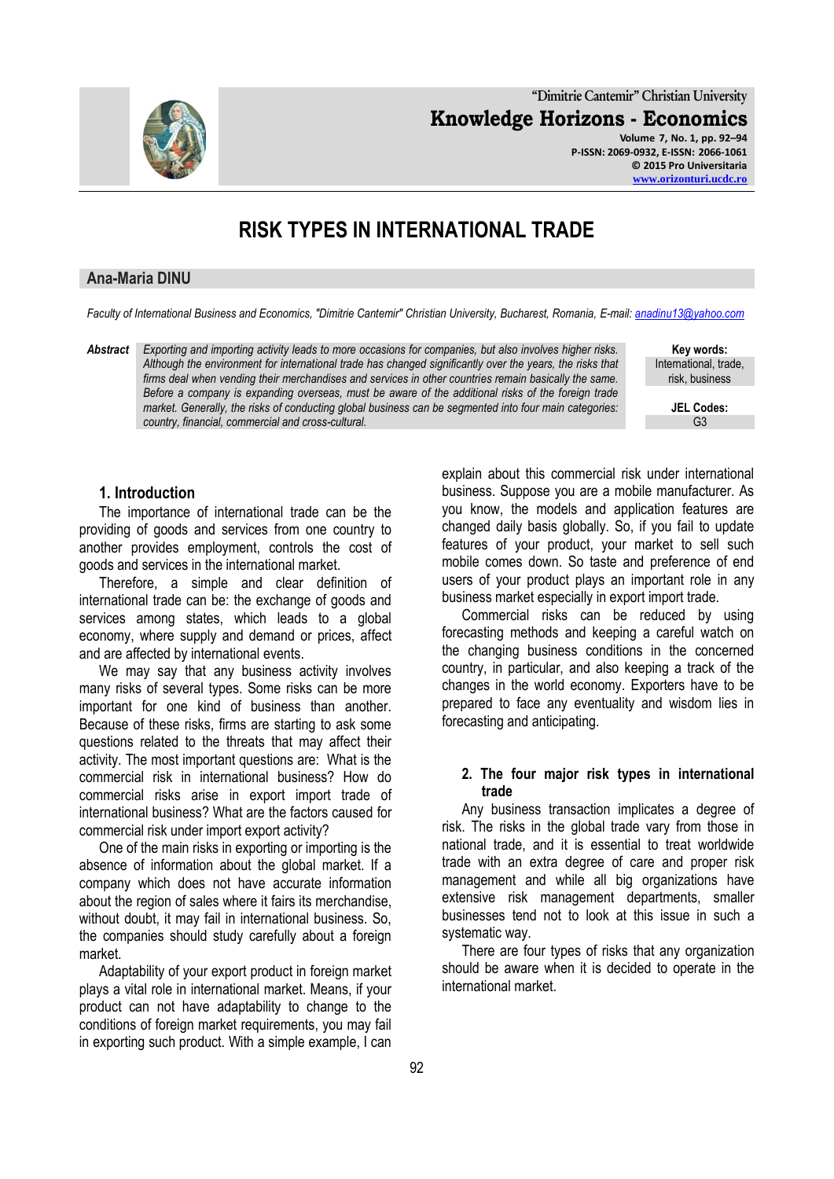# RISK TYPES IN INTERNATIONAL TRADE

**Ana-Maria DINU**

*Faculty of International Business and Economics, "Dimitrie Cantemir" Christian University, Bucharest, Romania, E-mail: anadinu13@yahoo.com*

***Abstract*** *Exporting and importing activity leads to more occasions for companies, but also involves higher risks. Although the environment for international trade has changed significantly over the years, the risks that firms deal when vending their merchandises and services in other countries remain basically the same. Before a company is expanding overseas, must be aware of the additional risks of the foreign trade market. Generally, the risks of conducting global business can be segmented into four main categories: country, financial, commercial and cross-cultural.*

**Key words:** International, trade, risk, business

**JEL Codes:** G3

## 1. Introduction

The importance of international trade can be the providing of goods and services from one country to another provides employment, controls the cost of goods and services in the international market.

Therefore, a simple and clear definition of international trade can be: the exchange of goods and services among states, which leads to a global economy, where supply and demand or prices, affect and are affected by international events.

We may say that any business activity involves many risks of several types. Some risks can be more important for one kind of business than another. Because of these risks, firms are starting to ask some questions related to the threats that may affect their activity. The most important questions are: What is the commercial risk in international business? How do commercial risks arise in export import trade of international business? What are the factors caused for commercial risk under import export activity?

One of the main risks in exporting or importing is the absence of information about the global market. If a company which does not have accurate information about the region of sales where it fairs its merchandise, without doubt, it may fail in international business. So, the companies should study carefully about a foreign market.

Adaptability of your export product in foreign market plays a vital role in international market. Means, if your product can not have adaptability to change to the conditions of foreign market requirements, you may fail in exporting such product. With a simple example, I can explain about this commercial risk under international business. Suppose you are a mobile manufacturer. As you know, the models and application features are changed daily basis globally. So, if you fail to update features of your product, your market to sell such mobile comes down. So taste and preference of end users of your product plays an important role in any business market especially in export import trade.

Commercial risks can be reduced by using forecasting methods and keeping a careful watch on the changing business conditions in the concerned country, in particular, and also keeping a track of the changes in the world economy. Exporters have to be prepared to face any eventuality and wisdom lies in forecasting and anticipating.

## 2. The four major risk types in international trade

Any business transaction implicates a degree of risk. The risks in the global trade vary from those in national trade, and it is essential to treat worldwide trade with an extra degree of care and proper risk management and while all big organizations have extensive risk management departments, smaller businesses tend not to look at this issue in such a systematic way.

There are four types of risks that any organization should be aware when it is decided to operate in the international market.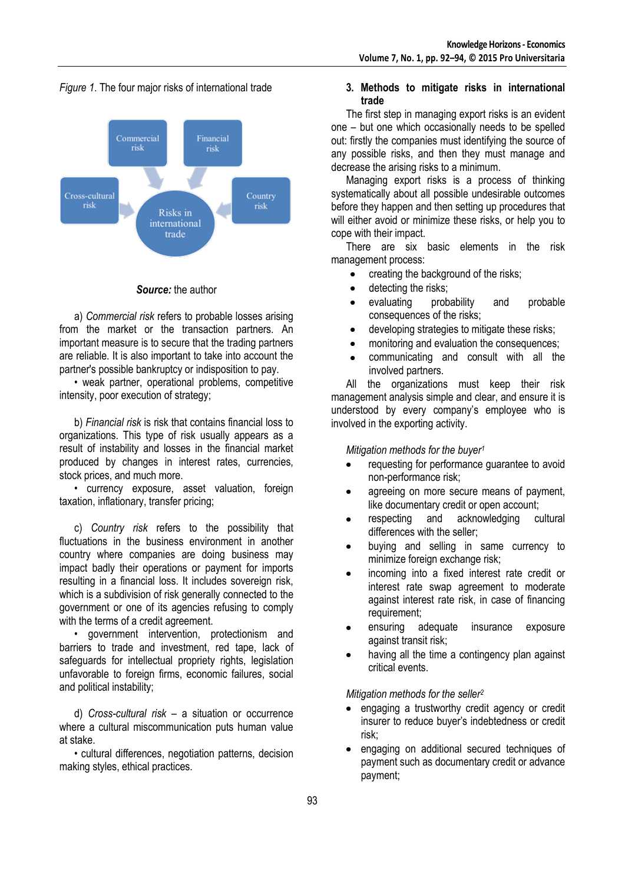*Figure 1*. The four major risks of international trade

Commercial risk

Financial risk

Cross-cultural risk

Country risk

Risks in international trade

***Source:*** the author

a) *Commercial risk* refers to probable losses arising from the market or the transaction partners. An important measure is to secure that the trading partners are reliable. It is also important to take into account the partner's possible bankruptcy or indisposition to pay.

• weak partner, operational problems, competitive intensity, poor execution of strategy;

b) *Financial risk* is risk that contains financial loss to organizations. This type of risk usually appears as a result of instability and losses in the financial market produced by changes in interest rates, currencies, stock prices, and much more.

• currency exposure, asset valuation, foreign taxation, inflationary, transfer pricing;

c) *Country risk* refers to the possibility that fluctuations in the business environment in another country where companies are doing business may impact badly their operations or payment for imports resulting in a financial loss. It includes sovereign risk, which is a subdivision of risk generally connected to the government or one of its agencies refusing to comply with the terms of a credit agreement.

• government intervention, protectionism and barriers to trade and investment, red tape, lack of safeguards for intellectual propriety rights, legislation unfavorable to foreign firms, economic failures, social and political instability;

d) *Cross-cultural risk* – a situation or occurrence where a cultural miscommunication puts human value at stake.

• cultural differences, negotiation patterns, decision making styles, ethical practices.

## 3. Methods to mitigate risks in international trade

The first step in managing export risks is an evident one – but one which occasionally needs to be spelled out: firstly the companies must identifying the source of any possible risks, and then they must manage and decrease the arising risks to a minimum.

Managing export risks is a process of thinking systematically about all possible undesirable outcomes before they happen and then setting up procedures that will either avoid or minimize these risks, or help you to cope with their impact.

There are six basic elements in the risk management process:

- creating the background of the risks;
- detecting the risks;
- evaluating probability and probable consequences of the risks;
- developing strategies to mitigate these risks;
- monitoring and evaluation the consequences;
- communicating and consult with all the involved partners.

All the organizations must keep their risk management analysis simple and clear, and ensure it is understood by every company's employee who is involved in the exporting activity.

*Mitigation methods for the buyer*[1]

- requesting for performance guarantee to avoid non-performance risk;
- agreeing on more secure means of payment, like documentary credit or open account;
- respecting and acknowledging cultural differences with the seller;
- buying and selling in same currency to minimize foreign exchange risk;
- incoming into a fixed interest rate credit or interest rate swap agreement to moderate against interest rate risk, in case of financing requirement;
- ensuring adequate insurance exposure against transit risk;
- having all the time a contingency plan against critical events.

*Mitigation methods for the seller*[2]

- engaging a trustworthy credit agency or credit insurer to reduce buyer's indebtedness or credit risk;
- engaging on additional secured techniques of payment such as documentary credit or advance payment;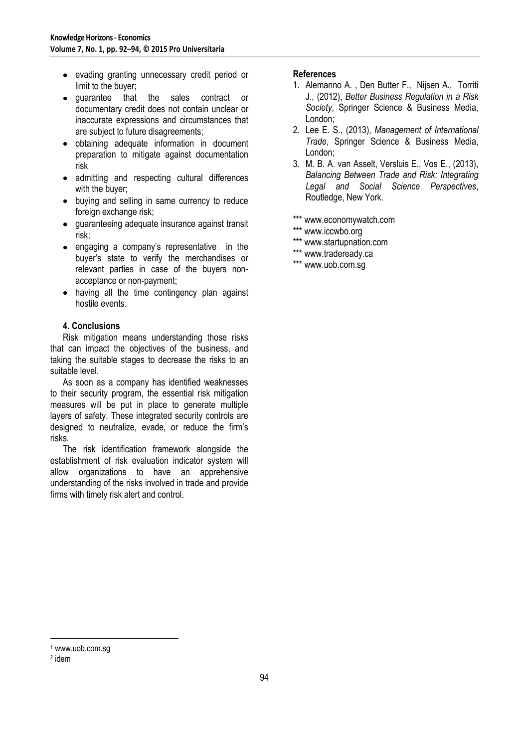- evading granting unnecessary credit period or limit to the buyer;
- guarantee that the sales contract or documentary credit does not contain unclear or inaccurate expressions and circumstances that are subject to future disagreements;
- obtaining adequate information in document preparation to mitigate against documentation risk
- admitting and respecting cultural differences with the buyer;
- buying and selling in same currency to reduce foreign exchange risk;
- guaranteeing adequate insurance against transit risk;
- engaging a company's representative in the buyer's state to verify the merchandises or relevant parties in case of the buyers non-acceptance or non-payment;
- having all the time contingency plan against hostile events.

## 4. Conclusions

Risk mitigation means understanding those risks that can impact the objectives of the business, and taking the suitable stages to decrease the risks to an suitable level.

As soon as a company has identified weaknesses to their security program, the essential risk mitigation measures will be put in place to generate multiple layers of safety. These integrated security controls are designed to neutralize, evade, or reduce the firm's risks.

The risk identification framework alongside the establishment of risk evaluation indicator system will allow organizations to have an apprehensive understanding of the risks involved in trade and provide firms with timely risk alert and control.

## References

1. Alemanno A. , Den Butter F., Nijsen A., Torriti J., (2012), *Better Business Regulation in a Risk Society*, Springer Science & Business Media, London;
2. Lee E. S., (2013), *Management of International Trade*, Springer Science & Business Media, London;
3. M. B. A. van Asselt, Versluis E., Vos E., (2013), *Balancing Between Trade and Risk: Integrating Legal and Social Science Perspectives*, Routledge, New York.

*** www.economywatch.com
*** www.iccwbo.org
*** www.startupnation.com
*** www.tradeready.ca
*** www.uob.com.sg

[1] www.uob.com.sg
[2] idem